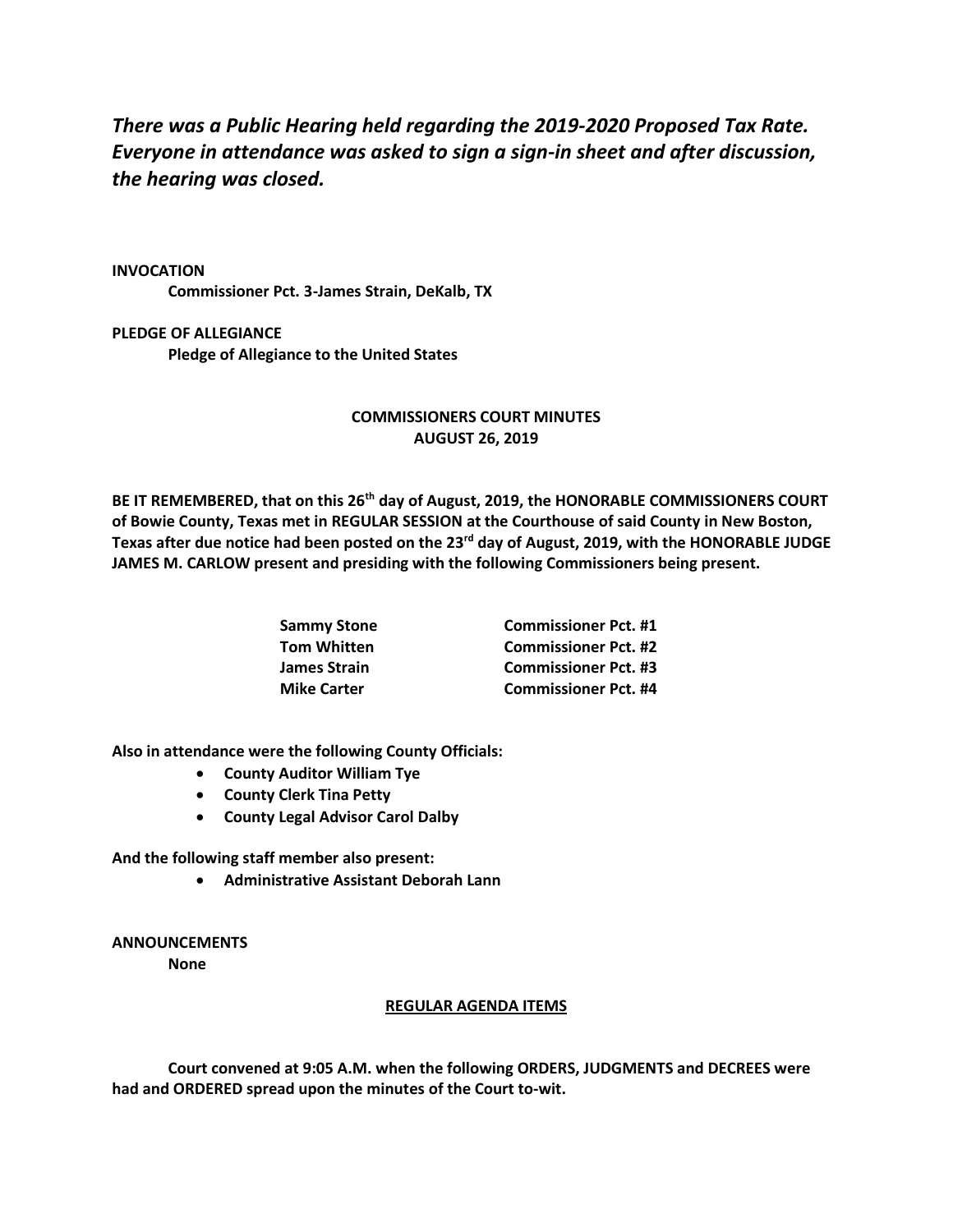***There was a Public Hearing held regarding the 2019-2020 Proposed Tax Rate. Everyone in attendance was asked to sign a sign-in sheet and after discussion, the hearing was closed.***

**INVOCATION**

**Commissioner Pct. 3-James Strain, DeKalb, TX**

**PLEDGE OF ALLEGIANCE**

**Pledge of Allegiance to the United States**

**COMMISSIONERS COURT MINUTES**
**AUGUST 26, 2019**

**BE IT REMEMBERED, that on this 26th day of August, 2019, the HONORABLE COMMISSIONERS COURT of Bowie County, Texas met in REGULAR SESSION at the Courthouse of said County in New Boston, Texas after due notice had been posted on the 23rd day of August, 2019, with the HONORABLE JUDGE JAMES M. CARLOW present and presiding with the following Commissioners being present.**

| | |
|---|---|
| **Sammy Stone** | **Commissioner Pct. #1** |
| **Tom Whitten** | **Commissioner Pct. #2** |
| **James Strain** | **Commissioner Pct. #3** |
| **Mike Carter** | **Commissioner Pct. #4** |

**Also in attendance were the following County Officials:**

- **County Auditor William Tye**
- **County Clerk Tina Petty**
- **County Legal Advisor Carol Dalby**

**And the following staff member also present:**

- **Administrative Assistant Deborah Lann**

**ANNOUNCEMENTS**

**None**

**REGULAR AGENDA ITEMS**

**Court convened at 9:05 A.M. when the following ORDERS, JUDGMENTS and DECREES were had and ORDERED spread upon the minutes of the Court to-wit.**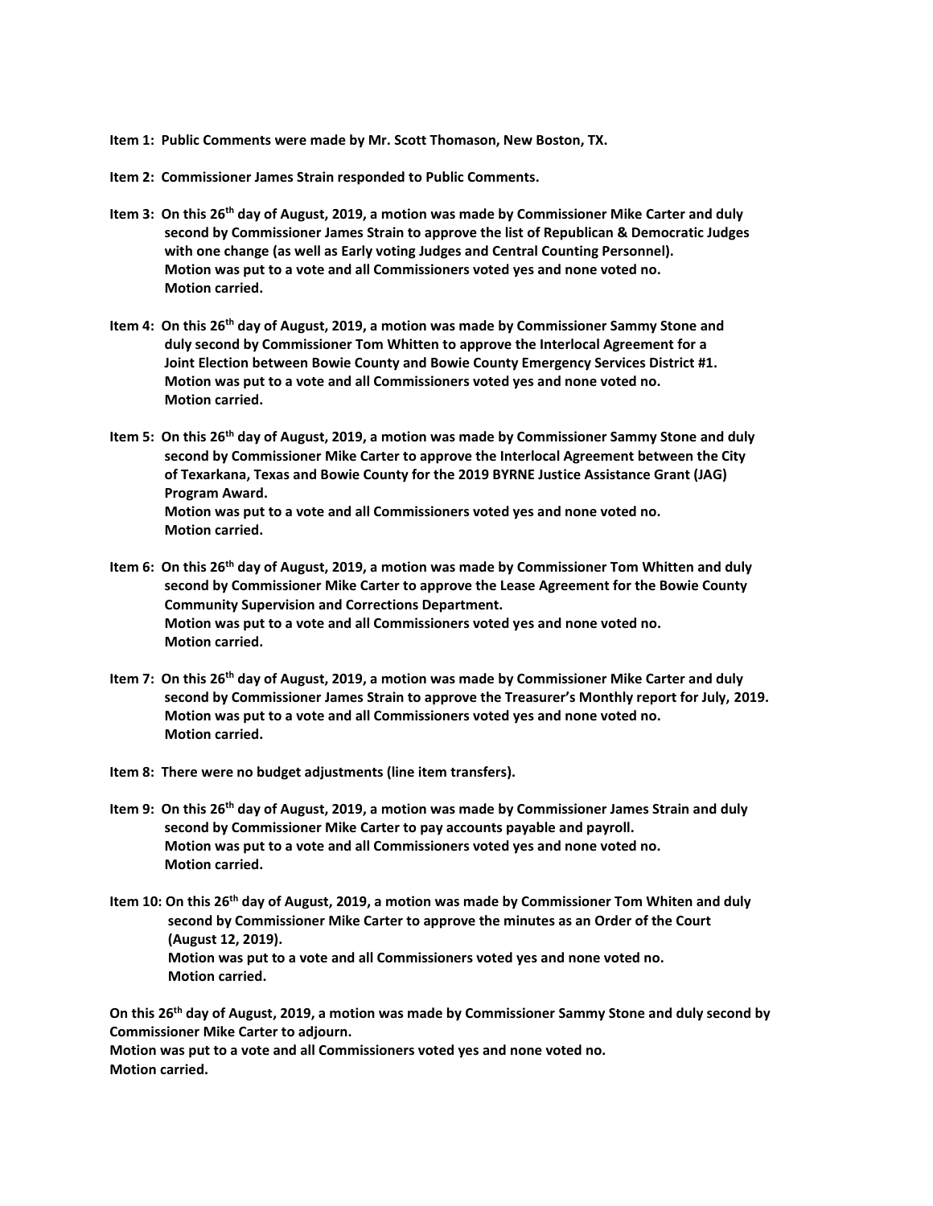**Item 1: Public Comments were made by Mr. Scott Thomason, New Boston, TX.**

**Item 2: Commissioner James Strain responded to Public Comments.**

**Item 3: On this 26th day of August, 2019, a motion was made by Commissioner Mike Carter and duly second by Commissioner James Strain to approve the list of Republican & Democratic Judges with one change (as well as Early voting Judges and Central Counting Personnel). Motion was put to a vote and all Commissioners voted yes and none voted no. Motion carried.**

**Item 4: On this 26th day of August, 2019, a motion was made by Commissioner Sammy Stone and duly second by Commissioner Tom Whitten to approve the Interlocal Agreement for a Joint Election between Bowie County and Bowie County Emergency Services District #1. Motion was put to a vote and all Commissioners voted yes and none voted no. Motion carried.**

**Item 5: On this 26th day of August, 2019, a motion was made by Commissioner Sammy Stone and duly second by Commissioner Mike Carter to approve the Interlocal Agreement between the City of Texarkana, Texas and Bowie County for the 2019 BYRNE Justice Assistance Grant (JAG) Program Award. Motion was put to a vote and all Commissioners voted yes and none voted no. Motion carried.**

**Item 6: On this 26th day of August, 2019, a motion was made by Commissioner Tom Whitten and duly second by Commissioner Mike Carter to approve the Lease Agreement for the Bowie County Community Supervision and Corrections Department. Motion was put to a vote and all Commissioners voted yes and none voted no. Motion carried.**

**Item 7: On this 26th day of August, 2019, a motion was made by Commissioner Mike Carter and duly second by Commissioner James Strain to approve the Treasurer's Monthly report for July, 2019. Motion was put to a vote and all Commissioners voted yes and none voted no. Motion carried.**

**Item 8: There were no budget adjustments (line item transfers).**

**Item 9: On this 26th day of August, 2019, a motion was made by Commissioner James Strain and duly second by Commissioner Mike Carter to pay accounts payable and payroll. Motion was put to a vote and all Commissioners voted yes and none voted no. Motion carried.**

**Item 10: On this 26th day of August, 2019, a motion was made by Commissioner Tom Whiten and duly second by Commissioner Mike Carter to approve the minutes as an Order of the Court (August 12, 2019). Motion was put to a vote and all Commissioners voted yes and none voted no. Motion carried.**

**On this 26th day of August, 2019, a motion was made by Commissioner Sammy Stone and duly second by Commissioner Mike Carter to adjourn.**
**Motion was put to a vote and all Commissioners voted yes and none voted no.**
**Motion carried.**